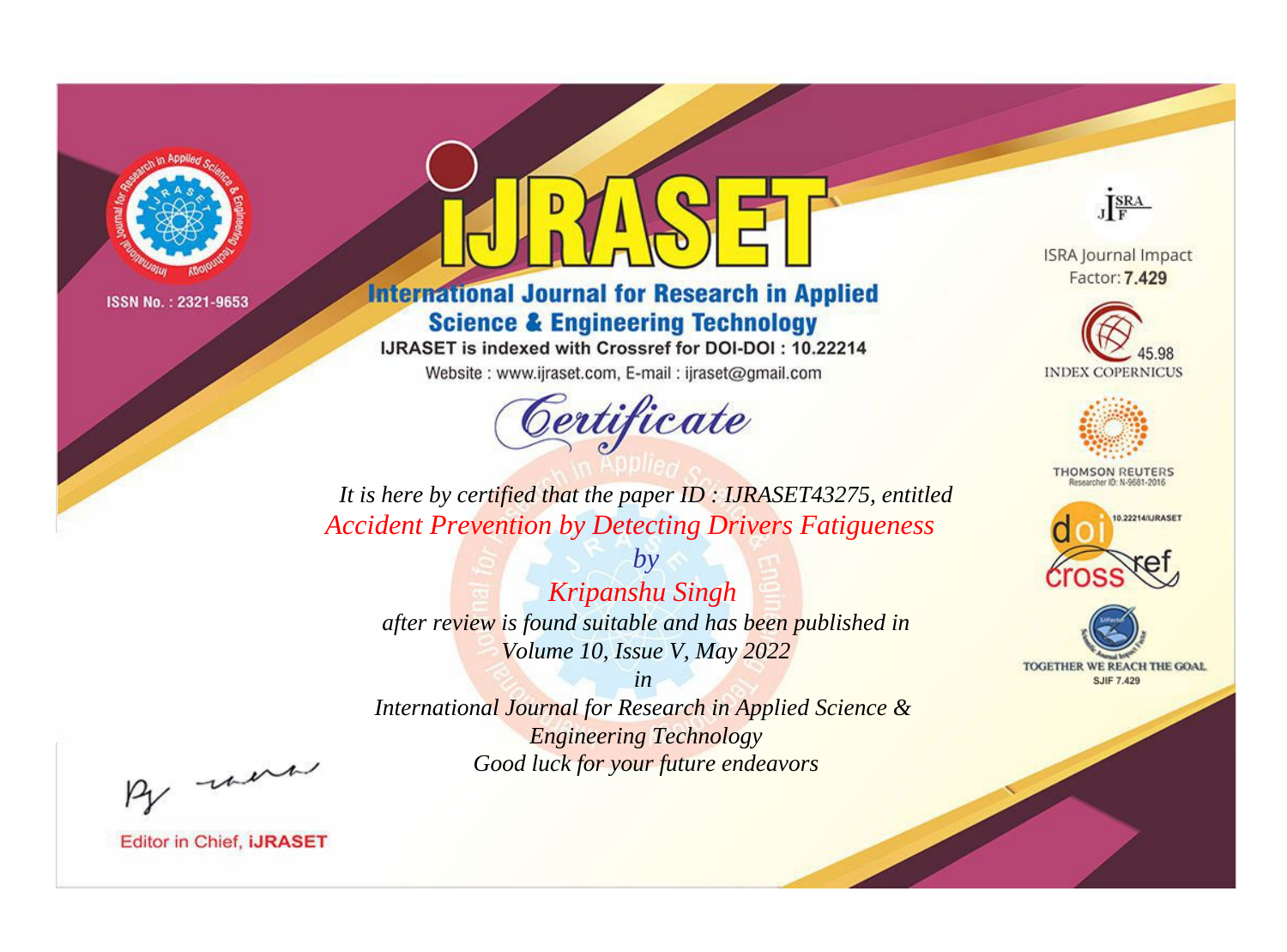ISSN No. : 2321-9653

# IJRASET

## International Journal for Research in Applied Science & Engineering Technology

IJRASET is indexed with Crossref for DOI-DOI : 10.22214

Website : www.ijraset.com, E-mail : ijraset@gmail.com

# Certificate

*It is here by certified that the paper ID : IJRASET43275, entitled*

*Accident Prevention by Detecting Drivers Fatigueness*

*by*

*Kripanshu Singh*

*after review is found suitable and has been published in*

*Volume 10, Issue V, May 2022*

*in*

*International Journal for Research in Applied Science & Engineering Technology*

*Good luck for your future endeavors*

ISRA Journal Impact Factor: **7.429**

45.98 INDEX COPERNICUS

THOMSON REUTERS Researcher ID: N-9681-2016

10.22214/IJRASET

TOGETHER WE REACH THE GOAL SJIF 7.429

Editor in Chief, **IJRASET**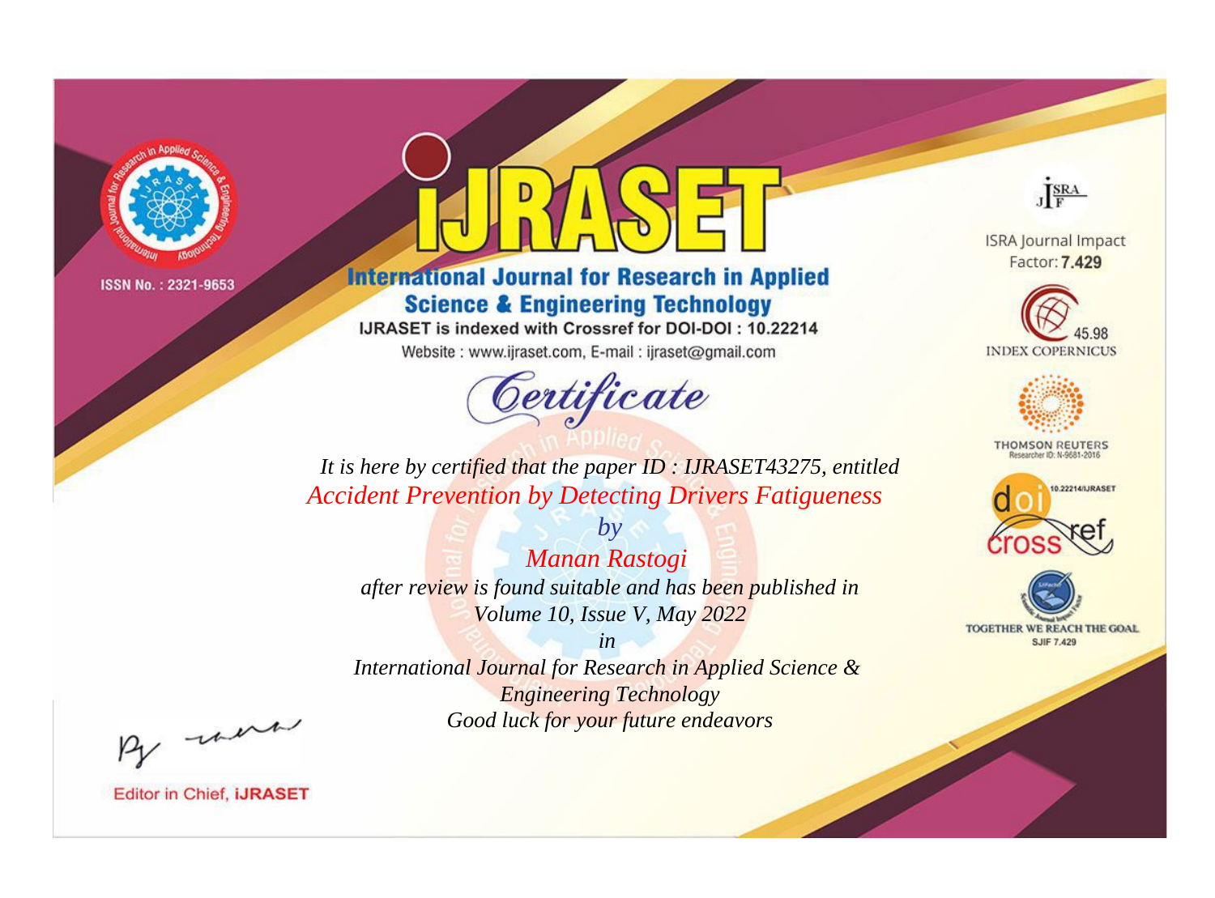ISSN No. : 2321-9653

# IJRASET

## International Journal for Research in Applied Science & Engineering Technology

IJRASET is indexed with Crossref for DOI-DOI : 10.22214

Website : www.ijraset.com, E-mail : ijraset@gmail.com

ISRA Journal Impact Factor: **7.429**

45.98 INDEX COPERNICUS

THOMSON REUTERS Researcher ID: N-9681-2016

10.22214/IJRASET

TOGETHER WE REACH THE GOAL SJIF 7.429

# *Certificate*

*It is here by certified that the paper ID : IJRASET43275, entitled*

*Accident Prevention by Detecting Drivers Fatigueness*

*by*

*Manan Rastogi*

*after review is found suitable and has been published in*

*Volume 10, Issue V, May 2022*

*in*

*International Journal for Research in Applied Science & Engineering Technology*

*Good luck for your future endeavors*

Editor in Chief, **iJRASET**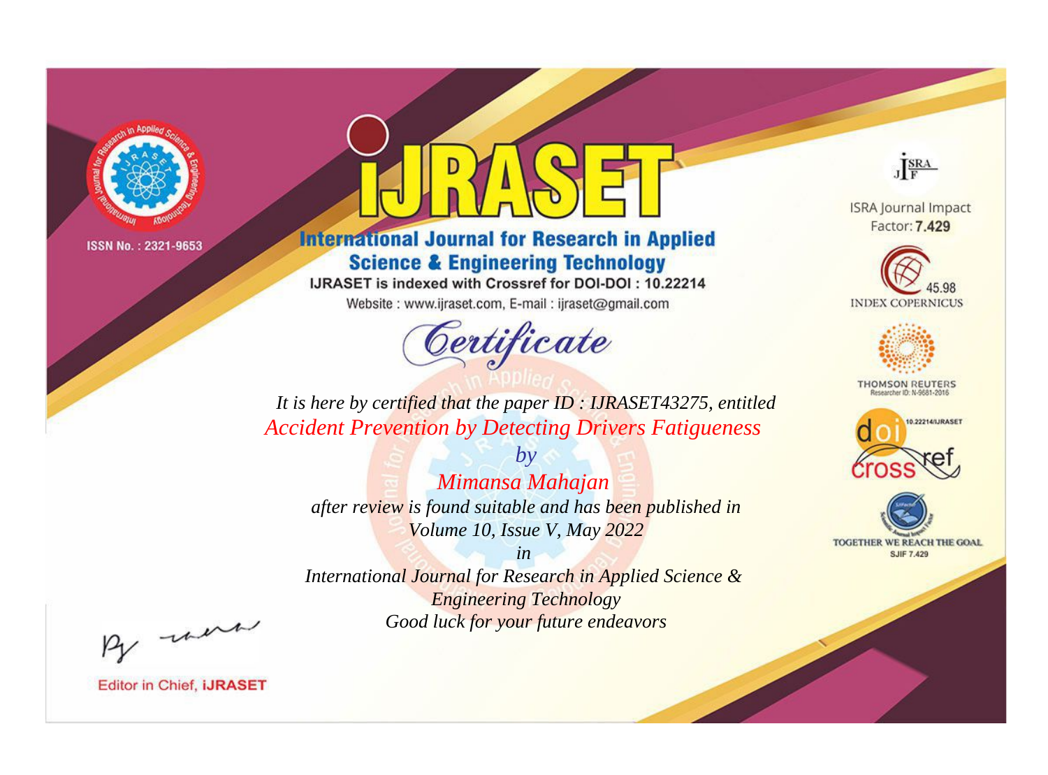ISSN No. : 2321-9653

# iJRASET

## International Journal for Research in Applied Science & Engineering Technology

IJRASET is indexed with Crossref for DOI-DOI : 10.22214

Website : www.ijraset.com, E-mail : ijraset@gmail.com

*Certificate*

*It is here by certified that the paper ID : IJRASET43275, entitled*

*Accident Prevention by Detecting Drivers Fatigueness*

*by*

*Mimansa Mahajan*

*after review is found suitable and has been published in*

*Volume 10, Issue V, May 2022*

*in*

*International Journal for Research in Applied Science & Engineering Technology*

*Good luck for your future endeavors*

ISRA Journal Impact Factor: **7.429**

45.98 INDEX COPERNICUS

THOMSON REUTERS Researcher ID: N-9681-2016

10.22214/IJRASET

TOGETHER WE REACH THE GOAL SJIF 7.429

Editor in Chief, **iJRASET**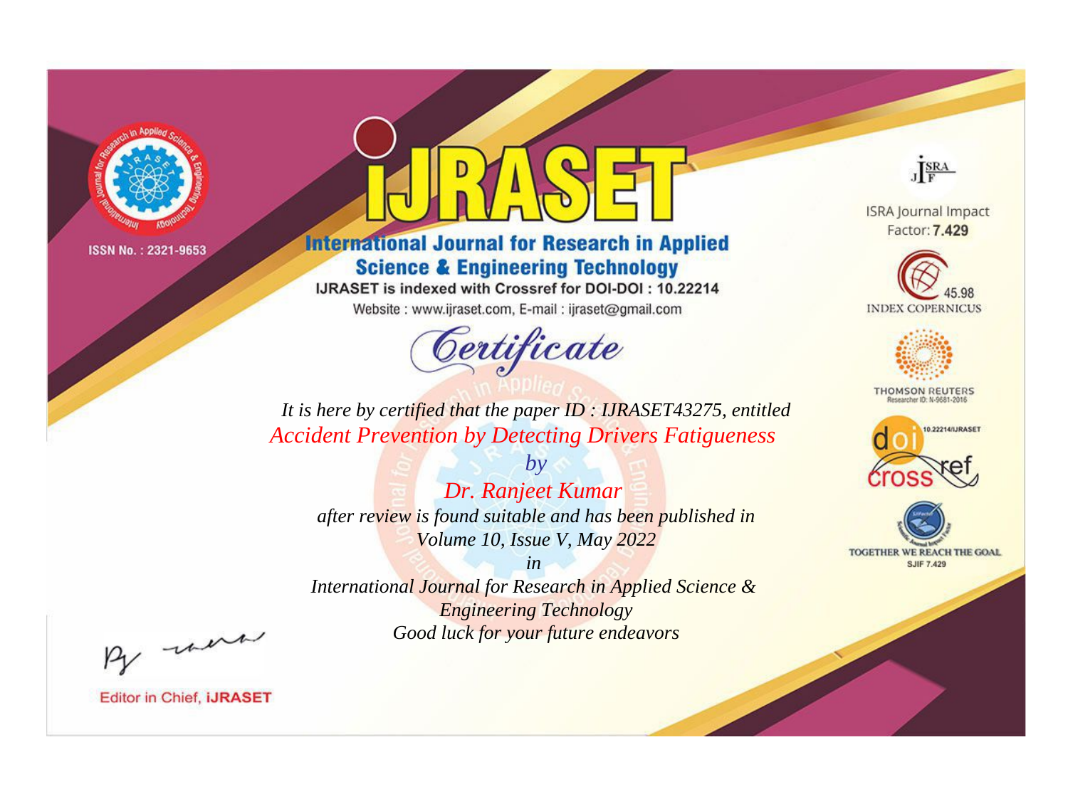ISSN No. : 2321-9653

# IJRASET

## International Journal for Research in Applied Science & Engineering Technology

IJRASET is indexed with Crossref for DOI-DOI : 10.22214

Website : www.ijraset.com, E-mail : ijraset@gmail.com

*Certificate*

*It is here by certified that the paper ID : IJRASET43275, entitled*

*Accident Prevention by Detecting Drivers Fatigueness*

*by*

*Dr. Ranjeet Kumar*

*after review is found suitable and has been published in*

*Volume 10, Issue V, May 2022*

*in*

*International Journal for Research in Applied Science & Engineering Technology*

*Good luck for your future endeavors*

ISRA Journal Impact Factor: **7.429**

45.98 INDEX COPERNICUS

THOMSON REUTERS Researcher ID: N-9681-2016

10.22214/IJRASET

TOGETHER WE REACH THE GOAL SJIF 7.429

Editor in Chief, **iJRASET**